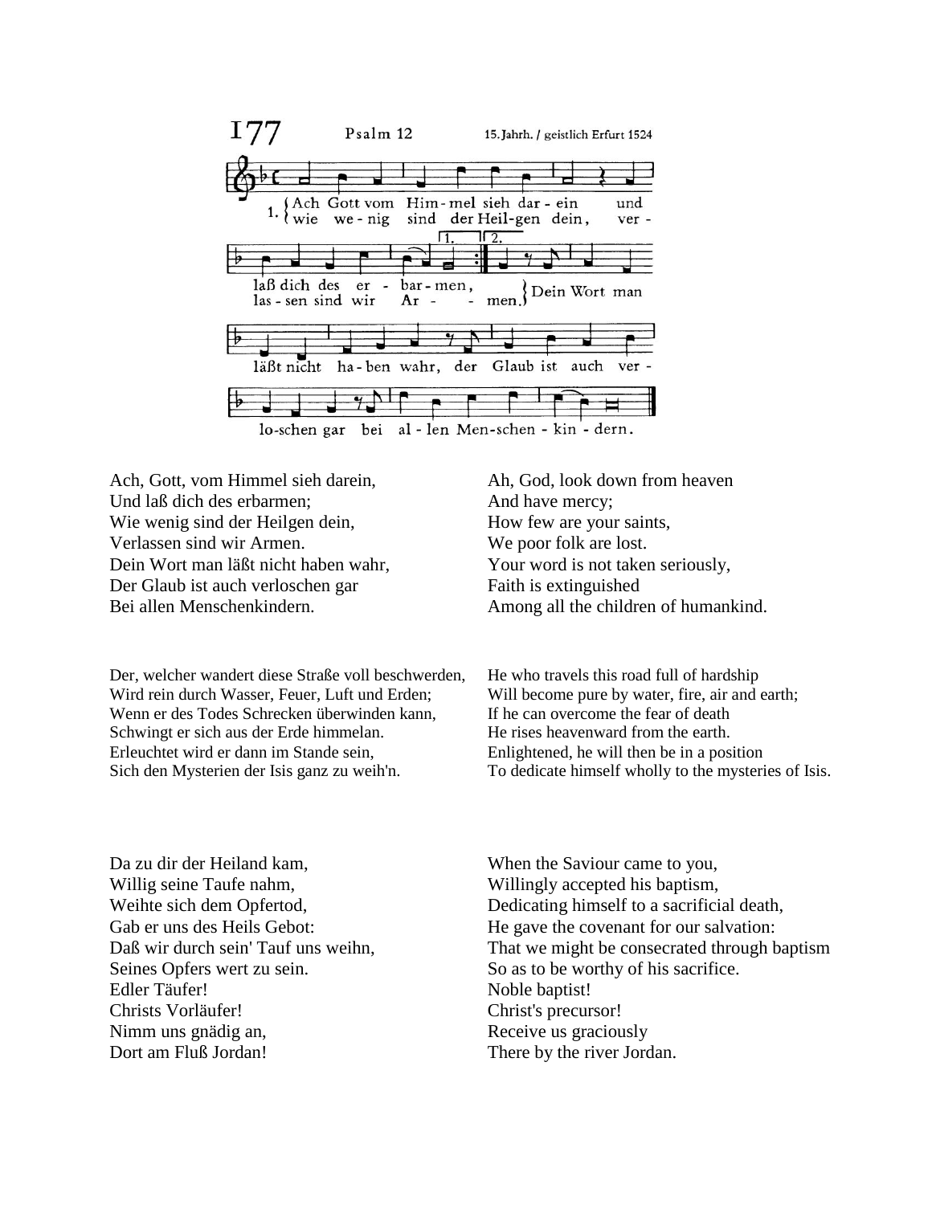177 Psalm 12 15. Jahrh. / geistlich Erfurt 1524

1. Ach Gott vom Him-mel sieh dar-ein und laß dich des er-bar-men,
wie we-nig sind der Heil-gen dein, ver-las-sen sind wir Ar-men.
Dein Wort man läßt nicht ha-ben wahr, der Glaub ist auch ver-lo-schen gar bei al-len Men-schen-kin-dern.

| | |
|---|---|
| Ach, Gott, vom Himmel sieh darein, | Ah, God, look down from heaven |
| Und laß dich des erbarmen; | And have mercy; |
| Wie wenig sind der Heilgen dein, | How few are your saints, |
| Verlassen sind wir Armen. | We poor folk are lost. |
| Dein Wort man läßt nicht haben wahr, | Your word is not taken seriously, |
| Der Glaub ist auch verloschen gar | Faith is extinguished |
| Bei allen Menschenkindern. | Among all the children of humankind. |

| | |
|---|---|
| Der, welcher wandert diese Straße voll beschwerden, | He who travels this road full of hardship |
| Wird rein durch Wasser, Feuer, Luft und Erden; | Will become pure by water, fire, air and earth; |
| Wenn er des Todes Schrecken überwinden kann, | If he can overcome the fear of death |
| Schwingt er sich aus der Erde himmelan. | He rises heavenward from the earth. |
| Erleuchtet wird er dann im Stande sein, | Enlightened, he will then be in a position |
| Sich den Mysterien der Isis ganz zu weih'n. | To dedicate himself wholly to the mysteries of Isis. |

| | |
|---|---|
| Da zu dir der Heiland kam, | When the Saviour came to you, |
| Willig seine Taufe nahm, | Willingly accepted his baptism, |
| Weihte sich dem Opfertod, | Dedicating himself to a sacrificial death, |
| Gab er uns des Heils Gebot: | He gave the covenant for our salvation: |
| Daß wir durch sein' Tauf uns weihn, | That we might be consecrated through baptism |
| Seines Opfers wert zu sein. | So as to be worthy of his sacrifice. |
| Edler Täufer! | Noble baptist! |
| Christs Vorläufer! | Christ's precursor! |
| Nimm uns gnädig an, | Receive us graciously |
| Dort am Fluß Jordan! | There by the river Jordan. |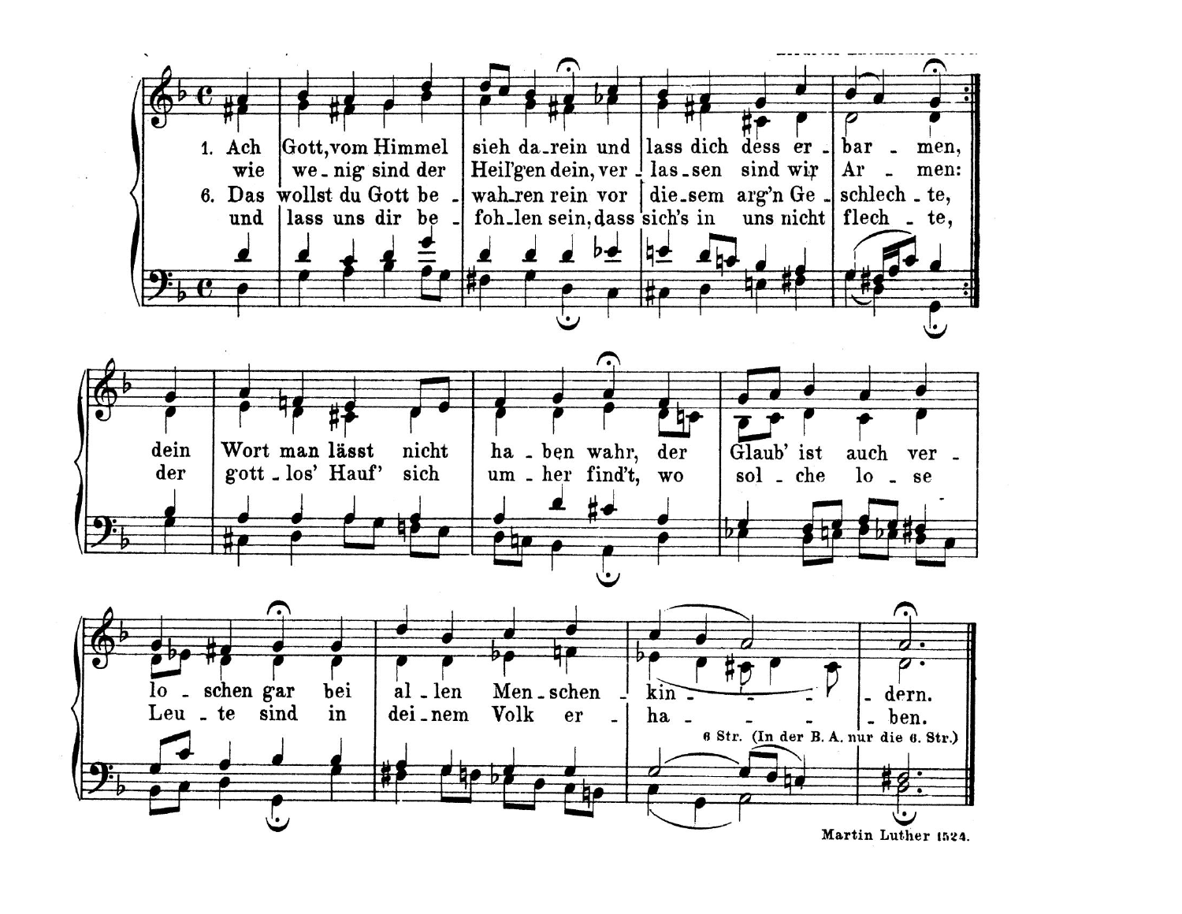1. Ach Gott, vom Himmel sieh darein und lass dich dess erbarmen,
wie wenig sind der Heil'gen dein, verlassen sind wir Armen:

6. Das wollst du Gott bewahren rein vor diesem arg'n Geschlechte,
und lass uns dir befohlen sein, dass sich's in uns nicht flechte,

dein Wort man lässt nicht haben wahr, der Glaub' ist auch verloschen gar bei allen Menschenkindern.
der gottlos' Hauf' sich umher find't, wo solche lose Leute sind in deinem Volk erhaben.

6 Str. (In der B. A. nur die 6. Str.)

Martin Luther 1524.